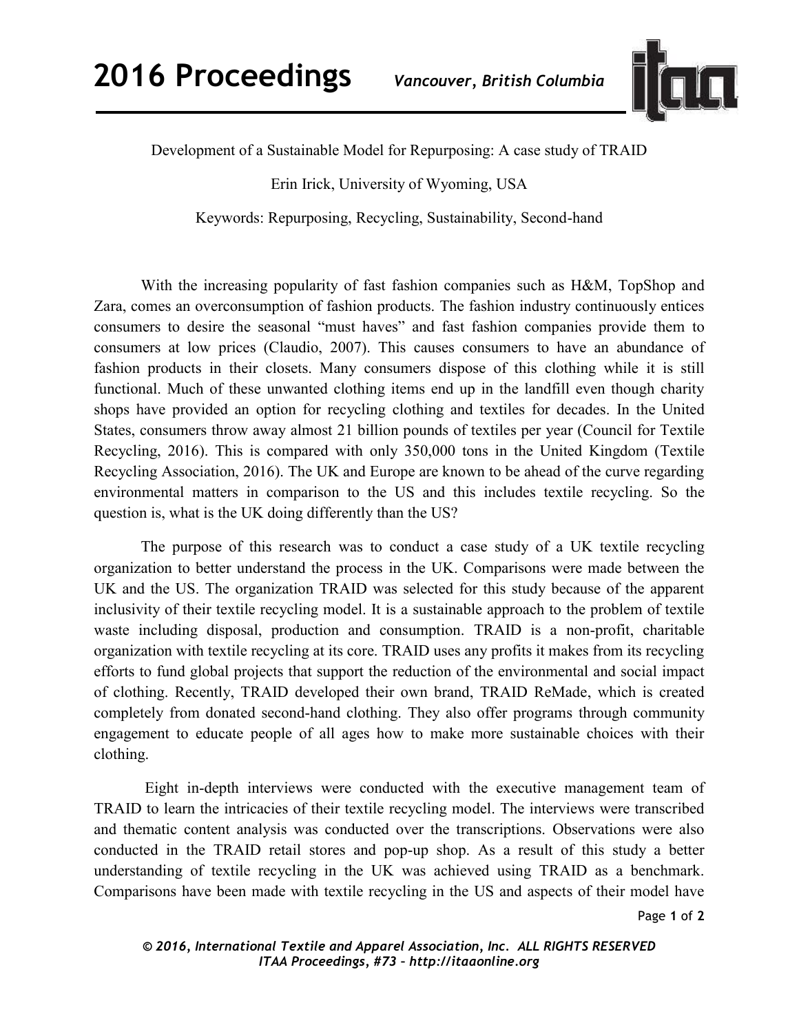Development of a Sustainable Model for Repurposing: A case study of TRAID

Erin Irick, University of Wyoming, USA

Keywords: Repurposing, Recycling, Sustainability, Second-hand

With the increasing popularity of fast fashion companies such as H&M, TopShop and Zara, comes an overconsumption of fashion products. The fashion industry continuously entices consumers to desire the seasonal "must haves" and fast fashion companies provide them to consumers at low prices (Claudio, 2007). This causes consumers to have an abundance of fashion products in their closets. Many consumers dispose of this clothing while it is still functional. Much of these unwanted clothing items end up in the landfill even though charity shops have provided an option for recycling clothing and textiles for decades. In the United States, consumers throw away almost 21 billion pounds of textiles per year (Council for Textile Recycling, 2016). This is compared with only 350,000 tons in the United Kingdom (Textile Recycling Association, 2016). The UK and Europe are known to be ahead of the curve regarding environmental matters in comparison to the US and this includes textile recycling. So the question is, what is the UK doing differently than the US?

The purpose of this research was to conduct a case study of a UK textile recycling organization to better understand the process in the UK. Comparisons were made between the UK and the US. The organization TRAID was selected for this study because of the apparent inclusivity of their textile recycling model. It is a sustainable approach to the problem of textile waste including disposal, production and consumption. TRAID is a non-profit, charitable organization with textile recycling at its core. TRAID uses any profits it makes from its recycling efforts to fund global projects that support the reduction of the environmental and social impact of clothing. Recently, TRAID developed their own brand, TRAID ReMade, which is created completely from donated second-hand clothing. They also offer programs through community engagement to educate people of all ages how to make more sustainable choices with their clothing.

Eight in-depth interviews were conducted with the executive management team of TRAID to learn the intricacies of their textile recycling model. The interviews were transcribed and thematic content analysis was conducted over the transcriptions. Observations were also conducted in the TRAID retail stores and pop-up shop. As a result of this study a better understanding of textile recycling in the UK was achieved using TRAID as a benchmark. Comparisons have been made with textile recycling in the US and aspects of their model have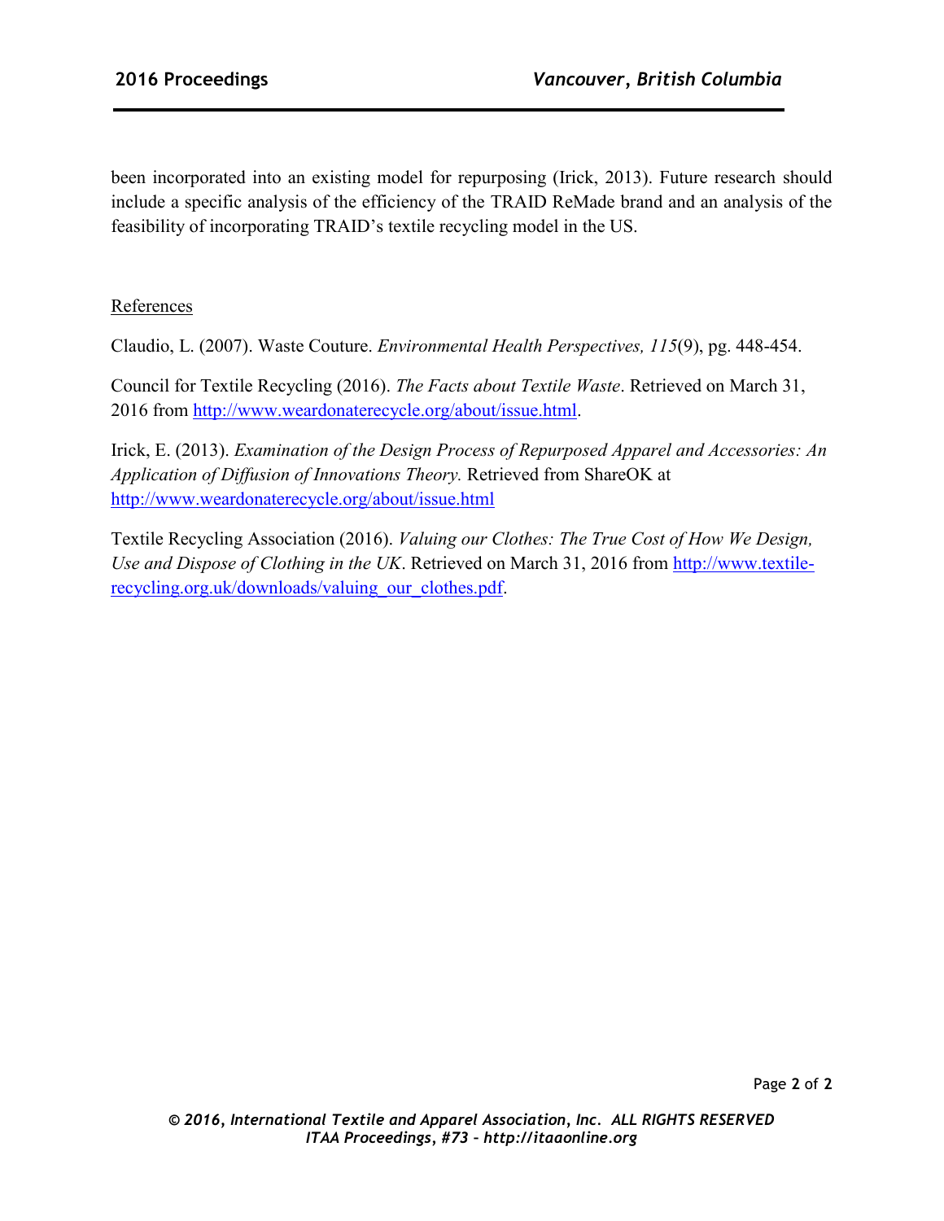been incorporated into an existing model for repurposing (Irick, 2013). Future research should include a specific analysis of the efficiency of the TRAID ReMade brand and an analysis of the feasibility of incorporating TRAID's textile recycling model in the US.

References

Claudio, L. (2007). Waste Couture. *Environmental Health Perspectives, 115*(9), pg. 448-454.

Council for Textile Recycling (2016). *The Facts about Textile Waste*. Retrieved on March 31, 2016 from http://www.weardonaterecycle.org/about/issue.html.

Irick, E. (2013). *Examination of the Design Process of Repurposed Apparel and Accessories: An Application of Diffusion of Innovations Theory.* Retrieved from ShareOK at http://www.weardonaterecycle.org/about/issue.html

Textile Recycling Association (2016). *Valuing our Clothes: The True Cost of How We Design, Use and Dispose of Clothing in the UK*. Retrieved on March 31, 2016 from http://www.textile-recycling.org.uk/downloads/valuing_our_clothes.pdf.